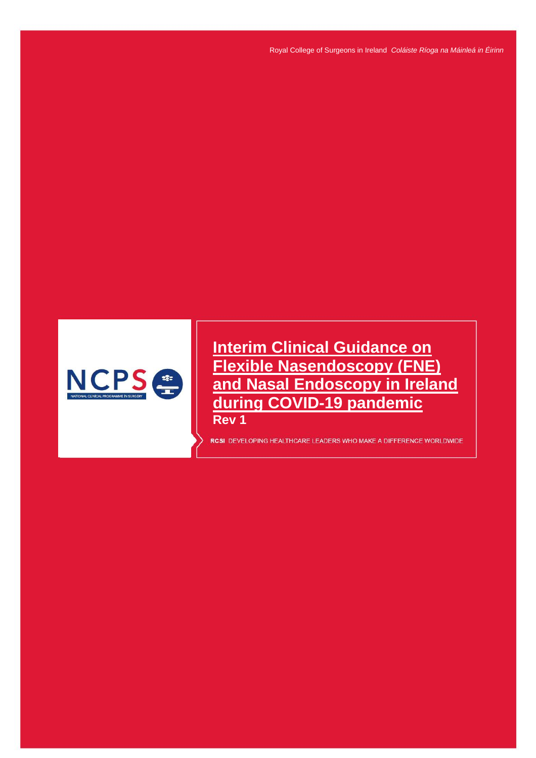Royal College of Surgeons in Ireland *Coláiste Ríoga na Máinleá in Éirinn*

NCPS NATIONAL CLINICAL PROGRAMME IN SURGERY

# Interim Clinical Guidance on Flexible Nasendoscopy (FNE) and Nasal Endoscopy in Ireland during COVID-19 pandemic

**Rev 1**

**RCSI** DEVELOPING HEALTHCARE LEADERS WHO MAKE A DIFFERENCE WORLDWIDE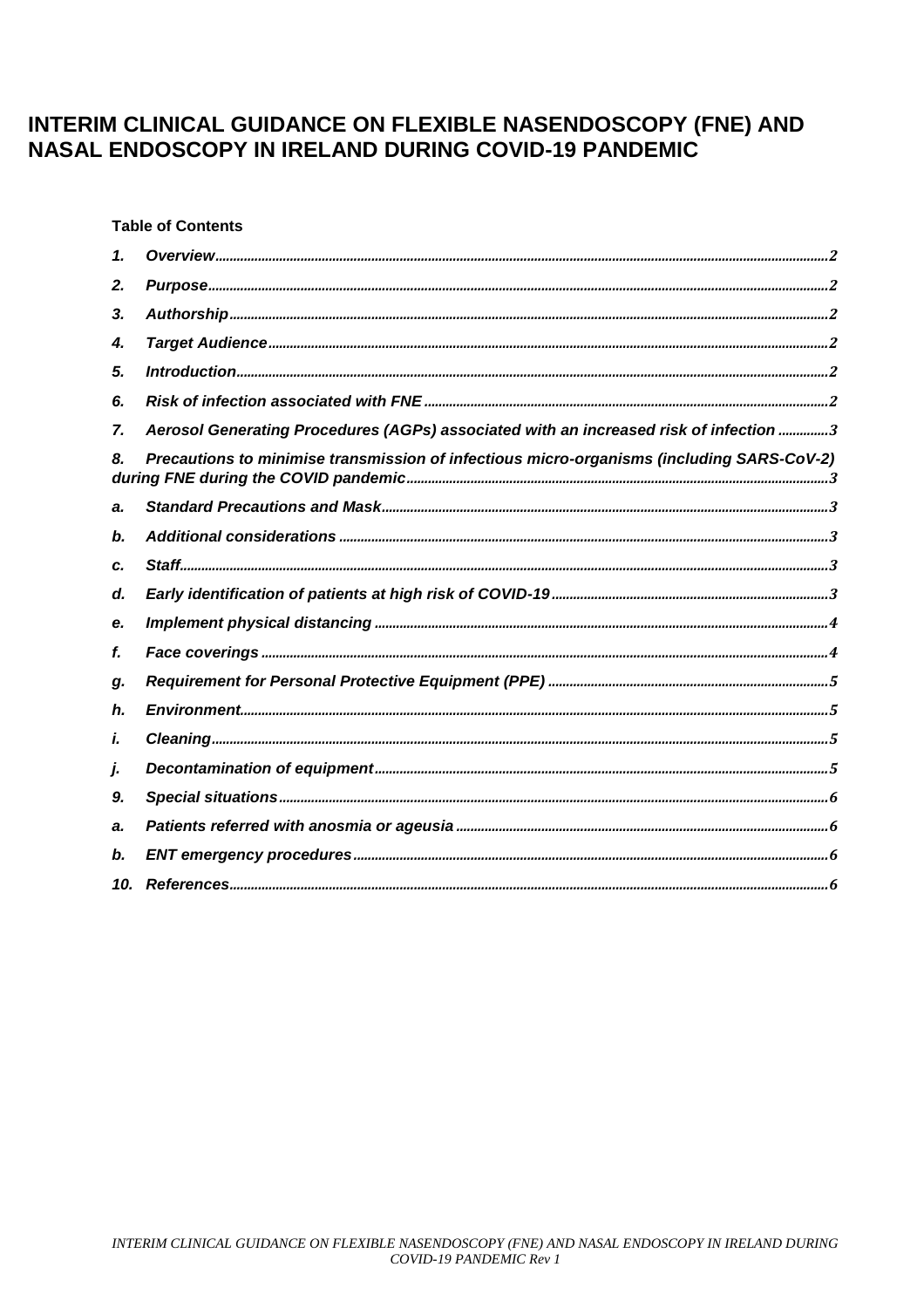# INTERIM CLINICAL GUIDANCE ON FLEXIBLE NASENDOSCOPY (FNE) AND NASAL ENDOSCOPY IN IRELAND DURING COVID-19 PANDEMIC

**Table of Contents**

1. Overview ..... 2
2. Purpose ..... 2
3. Authorship ..... 2
4. Target Audience ..... 2
5. Introduction ..... 2
6. Risk of infection associated with FNE ..... 2
7. Aerosol Generating Procedures (AGPs) associated with an increased risk of infection ..... 3
8. Precautions to minimise transmission of infectious micro-organisms (including SARS-CoV-2) during FNE during the COVID pandemic ..... 3

a. Standard Precautions and Mask ..... 3

b. Additional considerations ..... 3

c. Staff ..... 3

d. Early identification of patients at high risk of COVID-19 ..... 3

e. Implement physical distancing ..... 4

f. Face coverings ..... 4

g. Requirement for Personal Protective Equipment (PPE) ..... 5

h. Environment ..... 5

i. Cleaning ..... 5

j. Decontamination of equipment ..... 5

9. Special situations ..... 6

a. Patients referred with anosmia or ageusia ..... 6

b. ENT emergency procedures ..... 6

10. References ..... 6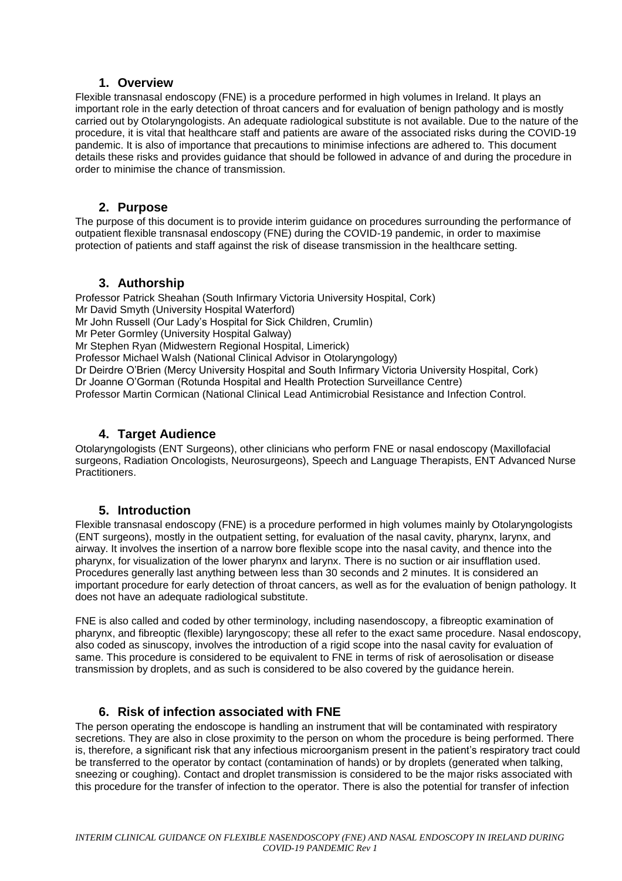## 1. Overview

Flexible transnasal endoscopy (FNE) is a procedure performed in high volumes in Ireland. It plays an important role in the early detection of throat cancers and for evaluation of benign pathology and is mostly carried out by Otolaryngologists. An adequate radiological substitute is not available. Due to the nature of the procedure, it is vital that healthcare staff and patients are aware of the associated risks during the COVID-19 pandemic. It is also of importance that precautions to minimise infections are adhered to. This document details these risks and provides guidance that should be followed in advance of and during the procedure in order to minimise the chance of transmission.

## 2. Purpose

The purpose of this document is to provide interim guidance on procedures surrounding the performance of outpatient flexible transnasal endoscopy (FNE) during the COVID-19 pandemic, in order to maximise protection of patients and staff against the risk of disease transmission in the healthcare setting.

## 3. Authorship

Professor Patrick Sheahan (South Infirmary Victoria University Hospital, Cork)
Mr David Smyth (University Hospital Waterford)
Mr John Russell (Our Lady's Hospital for Sick Children, Crumlin)
Mr Peter Gormley (University Hospital Galway)
Mr Stephen Ryan (Midwestern Regional Hospital, Limerick)
Professor Michael Walsh (National Clinical Advisor in Otolaryngology)
Dr Deirdre O'Brien (Mercy University Hospital and South Infirmary Victoria University Hospital, Cork)
Dr Joanne O'Gorman (Rotunda Hospital and Health Protection Surveillance Centre)
Professor Martin Cormican (National Clinical Lead Antimicrobial Resistance and Infection Control.

## 4. Target Audience

Otolaryngologists (ENT Surgeons), other clinicians who perform FNE or nasal endoscopy (Maxillofacial surgeons, Radiation Oncologists, Neurosurgeons), Speech and Language Therapists, ENT Advanced Nurse Practitioners.

## 5. Introduction

Flexible transnasal endoscopy (FNE) is a procedure performed in high volumes mainly by Otolaryngologists (ENT surgeons), mostly in the outpatient setting, for evaluation of the nasal cavity, pharynx, larynx, and airway. It involves the insertion of a narrow bore flexible scope into the nasal cavity, and thence into the pharynx, for visualization of the lower pharynx and larynx. There is no suction or air insufflation used. Procedures generally last anything between less than 30 seconds and 2 minutes. It is considered an important procedure for early detection of throat cancers, as well as for the evaluation of benign pathology. It does not have an adequate radiological substitute.

FNE is also called and coded by other terminology, including nasendoscopy, a fibreoptic examination of pharynx, and fibreoptic (flexible) laryngoscopy; these all refer to the exact same procedure. Nasal endoscopy, also coded as sinuscopy, involves the introduction of a rigid scope into the nasal cavity for evaluation of same. This procedure is considered to be equivalent to FNE in terms of risk of aerosolisation or disease transmission by droplets, and as such is considered to be also covered by the guidance herein.

## 6. Risk of infection associated with FNE

The person operating the endoscope is handling an instrument that will be contaminated with respiratory secretions. They are also in close proximity to the person on whom the procedure is being performed. There is, therefore, a significant risk that any infectious microorganism present in the patient's respiratory tract could be transferred to the operator by contact (contamination of hands) or by droplets (generated when talking, sneezing or coughing). Contact and droplet transmission is considered to be the major risks associated with this procedure for the transfer of infection to the operator. There is also the potential for transfer of infection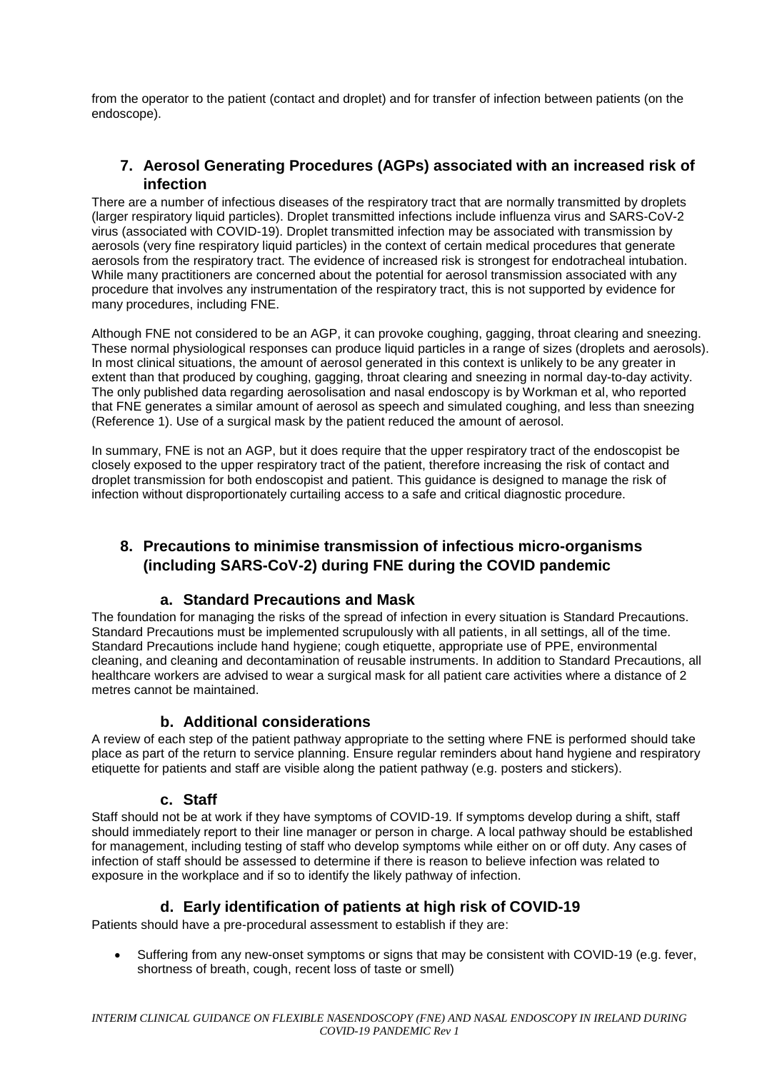from the operator to the patient (contact and droplet) and for transfer of infection between patients (on the endoscope).

## 7. Aerosol Generating Procedures (AGPs) associated with an increased risk of infection

There are a number of infectious diseases of the respiratory tract that are normally transmitted by droplets (larger respiratory liquid particles). Droplet transmitted infections include influenza virus and SARS-CoV-2 virus (associated with COVID-19). Droplet transmitted infection may be associated with transmission by aerosols (very fine respiratory liquid particles) in the context of certain medical procedures that generate aerosols from the respiratory tract. The evidence of increased risk is strongest for endotracheal intubation. While many practitioners are concerned about the potential for aerosol transmission associated with any procedure that involves any instrumentation of the respiratory tract, this is not supported by evidence for many procedures, including FNE.

Although FNE not considered to be an AGP, it can provoke coughing, gagging, throat clearing and sneezing. These normal physiological responses can produce liquid particles in a range of sizes (droplets and aerosols). In most clinical situations, the amount of aerosol generated in this context is unlikely to be any greater in extent than that produced by coughing, gagging, throat clearing and sneezing in normal day-to-day activity. The only published data regarding aerosolisation and nasal endoscopy is by Workman et al, who reported that FNE generates a similar amount of aerosol as speech and simulated coughing, and less than sneezing (Reference 1). Use of a surgical mask by the patient reduced the amount of aerosol.

In summary, FNE is not an AGP, but it does require that the upper respiratory tract of the endoscopist be closely exposed to the upper respiratory tract of the patient, therefore increasing the risk of contact and droplet transmission for both endoscopist and patient. This guidance is designed to manage the risk of infection without disproportionately curtailing access to a safe and critical diagnostic procedure.

## 8. Precautions to minimise transmission of infectious micro-organisms (including SARS-CoV-2) during FNE during the COVID pandemic

### a. Standard Precautions and Mask

The foundation for managing the risks of the spread of infection in every situation is Standard Precautions. Standard Precautions must be implemented scrupulously with all patients, in all settings, all of the time. Standard Precautions include hand hygiene; cough etiquette, appropriate use of PPE, environmental cleaning, and cleaning and decontamination of reusable instruments. In addition to Standard Precautions, all healthcare workers are advised to wear a surgical mask for all patient care activities where a distance of 2 metres cannot be maintained.

### b. Additional considerations

A review of each step of the patient pathway appropriate to the setting where FNE is performed should take place as part of the return to service planning. Ensure regular reminders about hand hygiene and respiratory etiquette for patients and staff are visible along the patient pathway (e.g. posters and stickers).

### c. Staff

Staff should not be at work if they have symptoms of COVID-19. If symptoms develop during a shift, staff should immediately report to their line manager or person in charge. A local pathway should be established for management, including testing of staff who develop symptoms while either on or off duty. Any cases of infection of staff should be assessed to determine if there is reason to believe infection was related to exposure in the workplace and if so to identify the likely pathway of infection.

### d. Early identification of patients at high risk of COVID-19

Patients should have a pre-procedural assessment to establish if they are:

- Suffering from any new-onset symptoms or signs that may be consistent with COVID-19 (e.g. fever, shortness of breath, cough, recent loss of taste or smell)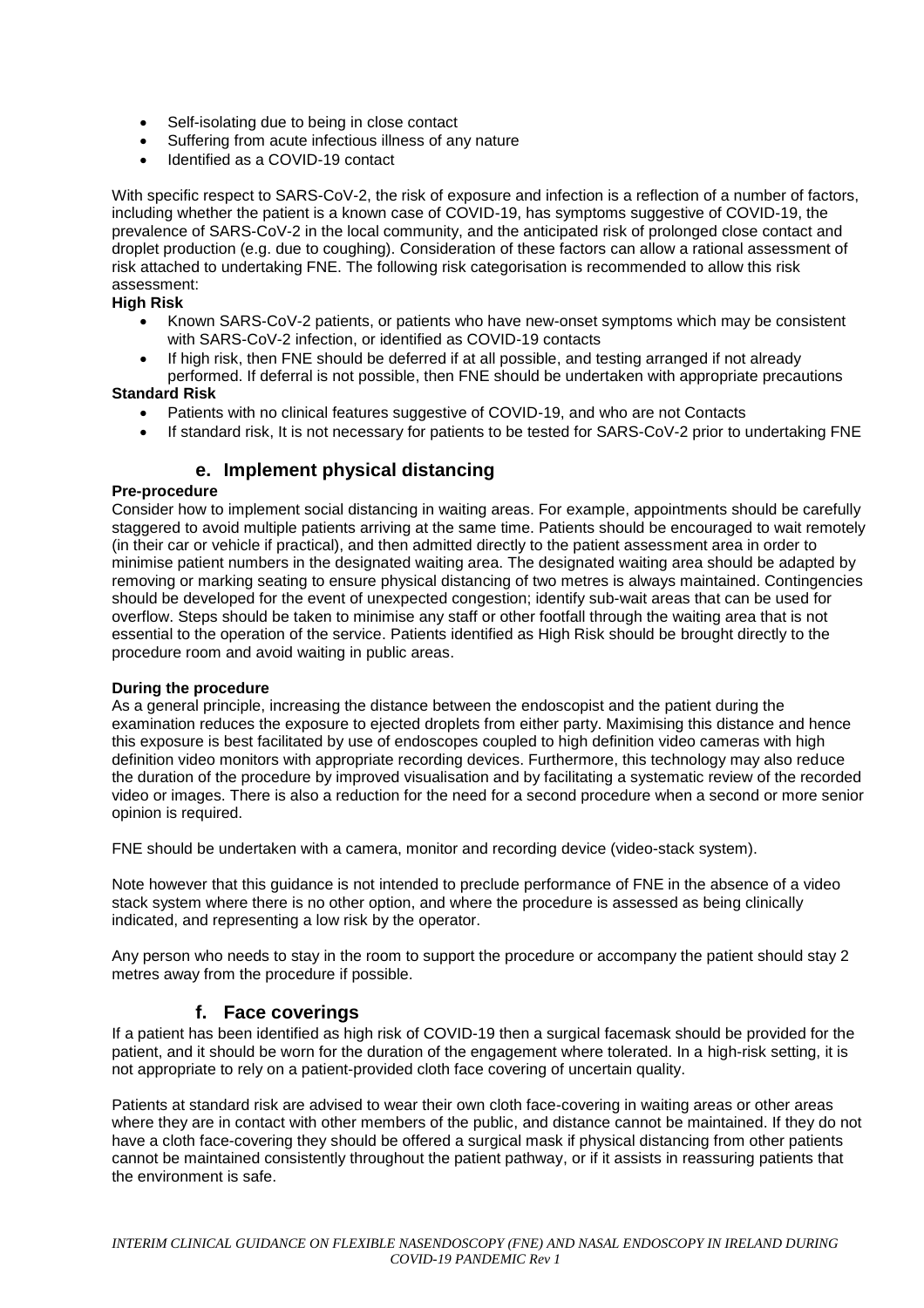- Self-isolating due to being in close contact
- Suffering from acute infectious illness of any nature
- Identified as a COVID-19 contact

With specific respect to SARS-CoV-2, the risk of exposure and infection is a reflection of a number of factors, including whether the patient is a known case of COVID-19, has symptoms suggestive of COVID-19, the prevalence of SARS-CoV-2 in the local community, and the anticipated risk of prolonged close contact and droplet production (e.g. due to coughing). Consideration of these factors can allow a rational assessment of risk attached to undertaking FNE. The following risk categorisation is recommended to allow this risk assessment:

**High Risk**

- Known SARS-CoV-2 patients, or patients who have new-onset symptoms which may be consistent with SARS-CoV-2 infection, or identified as COVID-19 contacts
- If high risk, then FNE should be deferred if at all possible, and testing arranged if not already performed. If deferral is not possible, then FNE should be undertaken with appropriate precautions

**Standard Risk**

- Patients with no clinical features suggestive of COVID-19, and who are not Contacts
- If standard risk, It is not necessary for patients to be tested for SARS-CoV-2 prior to undertaking FNE

## e. Implement physical distancing

**Pre-procedure**

Consider how to implement social distancing in waiting areas. For example, appointments should be carefully staggered to avoid multiple patients arriving at the same time. Patients should be encouraged to wait remotely (in their car or vehicle if practical), and then admitted directly to the patient assessment area in order to minimise patient numbers in the designated waiting area. The designated waiting area should be adapted by removing or marking seating to ensure physical distancing of two metres is always maintained. Contingencies should be developed for the event of unexpected congestion; identify sub-wait areas that can be used for overflow. Steps should be taken to minimise any staff or other footfall through the waiting area that is not essential to the operation of the service. Patients identified as High Risk should be brought directly to the procedure room and avoid waiting in public areas.

**During the procedure**

As a general principle, increasing the distance between the endoscopist and the patient during the examination reduces the exposure to ejected droplets from either party. Maximising this distance and hence this exposure is best facilitated by use of endoscopes coupled to high definition video cameras with high definition video monitors with appropriate recording devices. Furthermore, this technology may also reduce the duration of the procedure by improved visualisation and by facilitating a systematic review of the recorded video or images. There is also a reduction for the need for a second procedure when a second or more senior opinion is required.

FNE should be undertaken with a camera, monitor and recording device (video-stack system).

Note however that this guidance is not intended to preclude performance of FNE in the absence of a video stack system where there is no other option, and where the procedure is assessed as being clinically indicated, and representing a low risk by the operator.

Any person who needs to stay in the room to support the procedure or accompany the patient should stay 2 metres away from the procedure if possible.

## f. Face coverings

If a patient has been identified as high risk of COVID-19 then a surgical facemask should be provided for the patient, and it should be worn for the duration of the engagement where tolerated. In a high-risk setting, it is not appropriate to rely on a patient-provided cloth face covering of uncertain quality.

Patients at standard risk are advised to wear their own cloth face-covering in waiting areas or other areas where they are in contact with other members of the public, and distance cannot be maintained. If they do not have a cloth face-covering they should be offered a surgical mask if physical distancing from other patients cannot be maintained consistently throughout the patient pathway, or if it assists in reassuring patients that the environment is safe.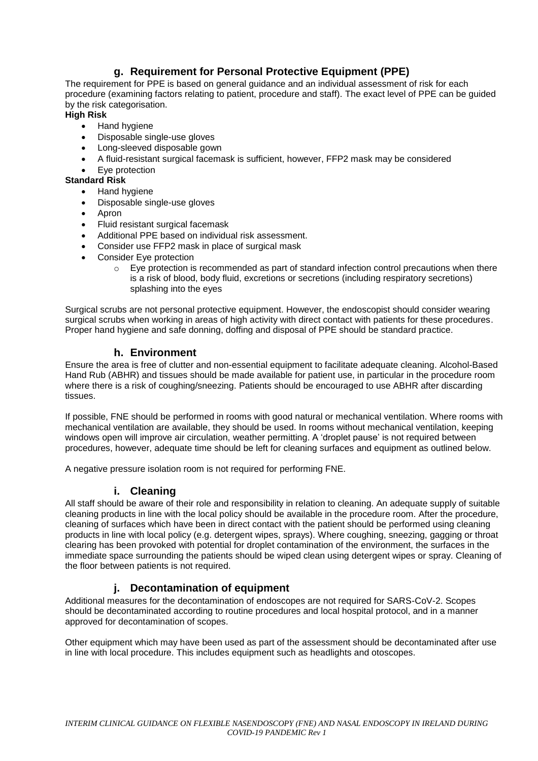## g. Requirement for Personal Protective Equipment (PPE)

The requirement for PPE is based on general guidance and an individual assessment of risk for each procedure (examining factors relating to patient, procedure and staff). The exact level of PPE can be guided by the risk categorisation.

**High Risk**

- Hand hygiene
- Disposable single-use gloves
- Long-sleeved disposable gown
- A fluid-resistant surgical facemask is sufficient, however, FFP2 mask may be considered
- Eye protection

**Standard Risk**

- Hand hygiene
- Disposable single-use gloves
- Apron
- Fluid resistant surgical facemask
- Additional PPE based on individual risk assessment.
- Consider use FFP2 mask in place of surgical mask
- Consider Eye protection
  - Eye protection is recommended as part of standard infection control precautions when there is a risk of blood, body fluid, excretions or secretions (including respiratory secretions) splashing into the eyes

Surgical scrubs are not personal protective equipment. However, the endoscopist should consider wearing surgical scrubs when working in areas of high activity with direct contact with patients for these procedures. Proper hand hygiene and safe donning, doffing and disposal of PPE should be standard practice.

## h. Environment

Ensure the area is free of clutter and non-essential equipment to facilitate adequate cleaning. Alcohol-Based Hand Rub (ABHR) and tissues should be made available for patient use, in particular in the procedure room where there is a risk of coughing/sneezing. Patients should be encouraged to use ABHR after discarding tissues.

If possible, FNE should be performed in rooms with good natural or mechanical ventilation. Where rooms with mechanical ventilation are available, they should be used. In rooms without mechanical ventilation, keeping windows open will improve air circulation, weather permitting. A 'droplet pause' is not required between procedures, however, adequate time should be left for cleaning surfaces and equipment as outlined below.

A negative pressure isolation room is not required for performing FNE.

## i. Cleaning

All staff should be aware of their role and responsibility in relation to cleaning. An adequate supply of suitable cleaning products in line with the local policy should be available in the procedure room. After the procedure, cleaning of surfaces which have been in direct contact with the patient should be performed using cleaning products in line with local policy (e.g. detergent wipes, sprays). Where coughing, sneezing, gagging or throat clearing has been provoked with potential for droplet contamination of the environment, the surfaces in the immediate space surrounding the patients should be wiped clean using detergent wipes or spray. Cleaning of the floor between patients is not required.

## j. Decontamination of equipment

Additional measures for the decontamination of endoscopes are not required for SARS-CoV-2. Scopes should be decontaminated according to routine procedures and local hospital protocol, and in a manner approved for decontamination of scopes.

Other equipment which may have been used as part of the assessment should be decontaminated after use in line with local procedure. This includes equipment such as headlights and otoscopes.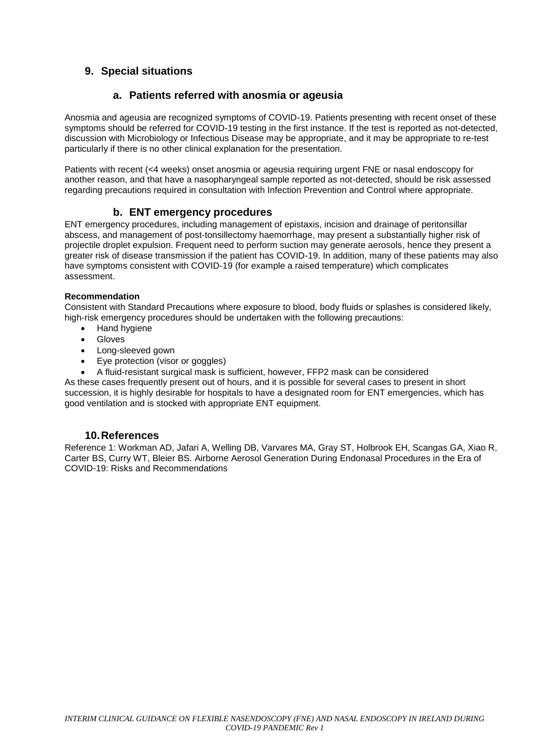## 9. Special situations

### a. Patients referred with anosmia or ageusia

Anosmia and ageusia are recognized symptoms of COVID-19. Patients presenting with recent onset of these symptoms should be referred for COVID-19 testing in the first instance. If the test is reported as not-detected, discussion with Microbiology or Infectious Disease may be appropriate, and it may be appropriate to re-test particularly if there is no other clinical explanation for the presentation.

Patients with recent (<4 weeks) onset anosmia or ageusia requiring urgent FNE or nasal endoscopy for another reason, and that have a nasopharyngeal sample reported as not-detected, should be risk assessed regarding precautions required in consultation with Infection Prevention and Control where appropriate.

### b. ENT emergency procedures

ENT emergency procedures, including management of epistaxis, incision and drainage of peritonsillar abscess, and management of post-tonsillectomy haemorrhage, may present a substantially higher risk of projectile droplet expulsion. Frequent need to perform suction may generate aerosols, hence they present a greater risk of disease transmission if the patient has COVID-19. In addition, many of these patients may also have symptoms consistent with COVID-19 (for example a raised temperature) which complicates assessment.

**Recommendation**

Consistent with Standard Precautions where exposure to blood, body fluids or splashes is considered likely, high-risk emergency procedures should be undertaken with the following precautions:

- Hand hygiene
- Gloves
- Long-sleeved gown
- Eye protection (visor or goggles)
- A fluid-resistant surgical mask is sufficient, however, FFP2 mask can be considered

As these cases frequently present out of hours, and it is possible for several cases to present in short succession, it is highly desirable for hospitals to have a designated room for ENT emergencies, which has good ventilation and is stocked with appropriate ENT equipment.

## 10. References

Reference 1: Workman AD, Jafari A, Welling DB, Varvares MA, Gray ST, Holbrook EH, Scangas GA, Xiao R, Carter BS, Curry WT, Bleier BS. Airborne Aerosol Generation During Endonasal Procedures in the Era of COVID-19: Risks and Recommendations